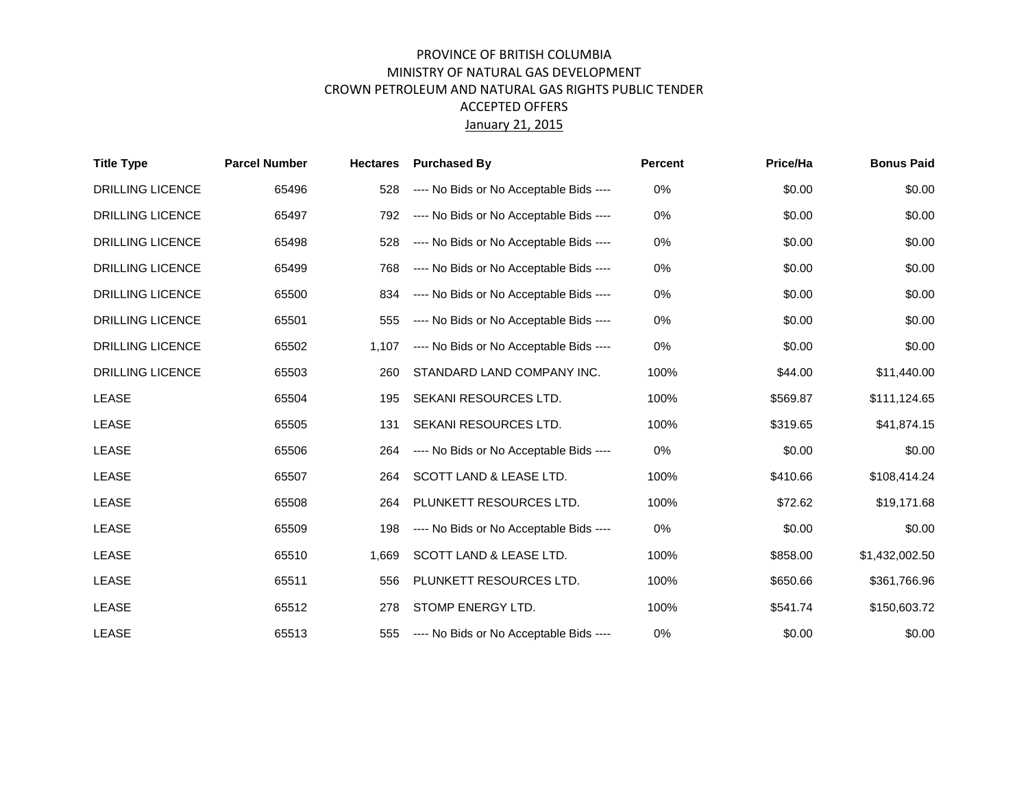# PROVINCE OF BRITISH COLUMBIA
## MINISTRY OF NATURAL GAS DEVELOPMENT
## CROWN PETROLEUM AND NATURAL GAS RIGHTS PUBLIC TENDER
## ACCEPTED OFFERS
## January 21, 2015

| Title Type | Parcel Number | Hectares | Purchased By | Percent | Price/Ha | Bonus Paid |
|---|---|---|---|---|---|---|
| DRILLING LICENCE | 65496 | 528 | ---- No Bids or No Acceptable Bids ---- | 0% | $0.00 | $0.00 |
| DRILLING LICENCE | 65497 | 792 | ---- No Bids or No Acceptable Bids ---- | 0% | $0.00 | $0.00 |
| DRILLING LICENCE | 65498 | 528 | ---- No Bids or No Acceptable Bids ---- | 0% | $0.00 | $0.00 |
| DRILLING LICENCE | 65499 | 768 | ---- No Bids or No Acceptable Bids ---- | 0% | $0.00 | $0.00 |
| DRILLING LICENCE | 65500 | 834 | ---- No Bids or No Acceptable Bids ---- | 0% | $0.00 | $0.00 |
| DRILLING LICENCE | 65501 | 555 | ---- No Bids or No Acceptable Bids ---- | 0% | $0.00 | $0.00 |
| DRILLING LICENCE | 65502 | 1,107 | ---- No Bids or No Acceptable Bids ---- | 0% | $0.00 | $0.00 |
| DRILLING LICENCE | 65503 | 260 | STANDARD LAND COMPANY INC. | 100% | $44.00 | $11,440.00 |
| LEASE | 65504 | 195 | SEKANI RESOURCES LTD. | 100% | $569.87 | $111,124.65 |
| LEASE | 65505 | 131 | SEKANI RESOURCES LTD. | 100% | $319.65 | $41,874.15 |
| LEASE | 65506 | 264 | ---- No Bids or No Acceptable Bids ---- | 0% | $0.00 | $0.00 |
| LEASE | 65507 | 264 | SCOTT LAND & LEASE LTD. | 100% | $410.66 | $108,414.24 |
| LEASE | 65508 | 264 | PLUNKETT RESOURCES LTD. | 100% | $72.62 | $19,171.68 |
| LEASE | 65509 | 198 | ---- No Bids or No Acceptable Bids ---- | 0% | $0.00 | $0.00 |
| LEASE | 65510 | 1,669 | SCOTT LAND & LEASE LTD. | 100% | $858.00 | $1,432,002.50 |
| LEASE | 65511 | 556 | PLUNKETT RESOURCES LTD. | 100% | $650.66 | $361,766.96 |
| LEASE | 65512 | 278 | STOMP ENERGY LTD. | 100% | $541.74 | $150,603.72 |
| LEASE | 65513 | 555 | ---- No Bids or No Acceptable Bids ---- | 0% | $0.00 | $0.00 |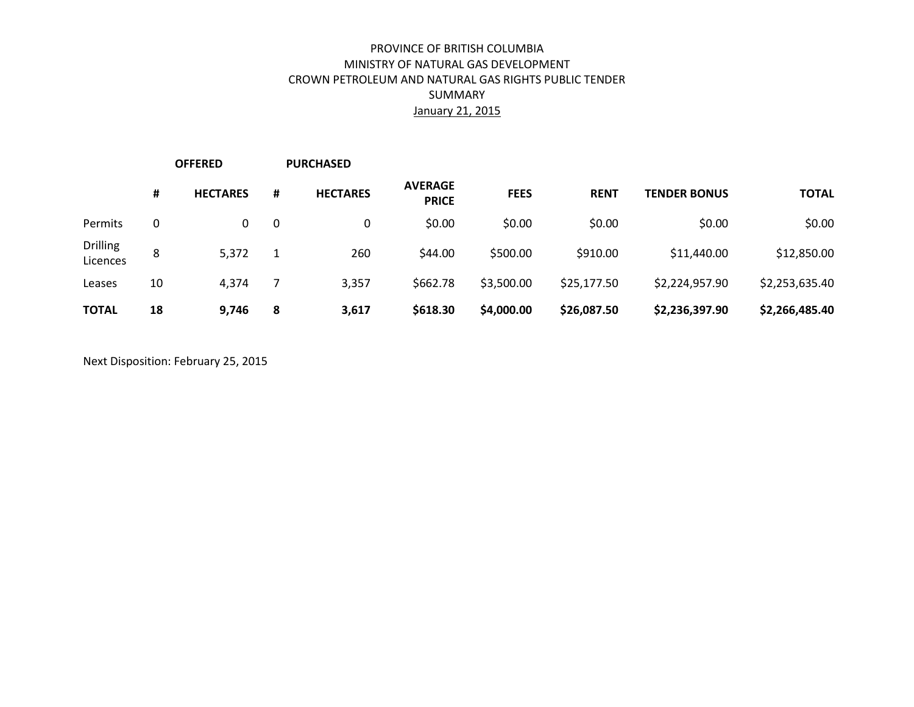PROVINCE OF BRITISH COLUMBIA
MINISTRY OF NATURAL GAS DEVELOPMENT
CROWN PETROLEUM AND NATURAL GAS RIGHTS PUBLIC TENDER
SUMMARY
January 21, 2015

| | **OFFERED** | | **PURCHASED** | | | | | | |
|---|---|---|---|---|---|---|---|---|---|
| | **#** | **HECTARES** | **#** | **HECTARES** | **AVERAGE PRICE** | **FEES** | **RENT** | **TENDER BONUS** | **TOTAL** |
| Permits | 0 | 0 | 0 | 0 | $0.00 | $0.00 | $0.00 | $0.00 | $0.00 |
| Drilling Licences | 8 | 5,372 | 1 | 260 | $44.00 | $500.00 | $910.00 | $11,440.00 | $12,850.00 |
| Leases | 10 | 4,374 | 7 | 3,357 | $662.78 | $3,500.00 | $25,177.50 | $2,224,957.90 | $2,253,635.40 |
| **TOTAL** | **18** | **9,746** | **8** | **3,617** | **$618.30** | **$4,000.00** | **$26,087.50** | **$2,236,397.90** | **$2,266,485.40** |

Next Disposition: February 25, 2015